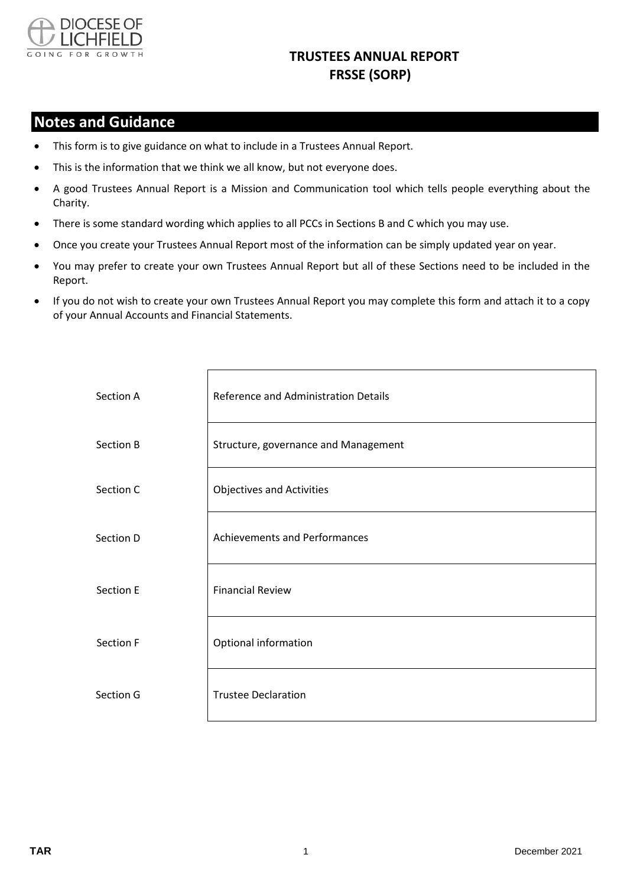DIOCESE OF LICHFIELD
GOING FOR GROWTH

# TRUSTEES ANNUAL REPORT
# FRSSE (SORP)

## Notes and Guidance

- This form is to give guidance on what to include in a Trustees Annual Report.
- This is the information that we think we all know, but not everyone does.
- A good Trustees Annual Report is a Mission and Communication tool which tells people everything about the Charity.
- There is some standard wording which applies to all PCCs in Sections B and C which you may use.
- Once you create your Trustees Annual Report most of the information can be simply updated year on year.
- You may prefer to create your own Trustees Annual Report but all of these Sections need to be included in the Report.
- If you do not wish to create your own Trustees Annual Report you may complete this form and attach it to a copy of your Annual Accounts and Financial Statements.

| | |
|---|---|
| Section A | Reference and Administration Details |
| Section B | Structure, governance and Management |
| Section C | Objectives and Activities |
| Section D | Achievements and Performances |
| Section E | Financial Review |
| Section F | Optional information |
| Section G | Trustee Declaration |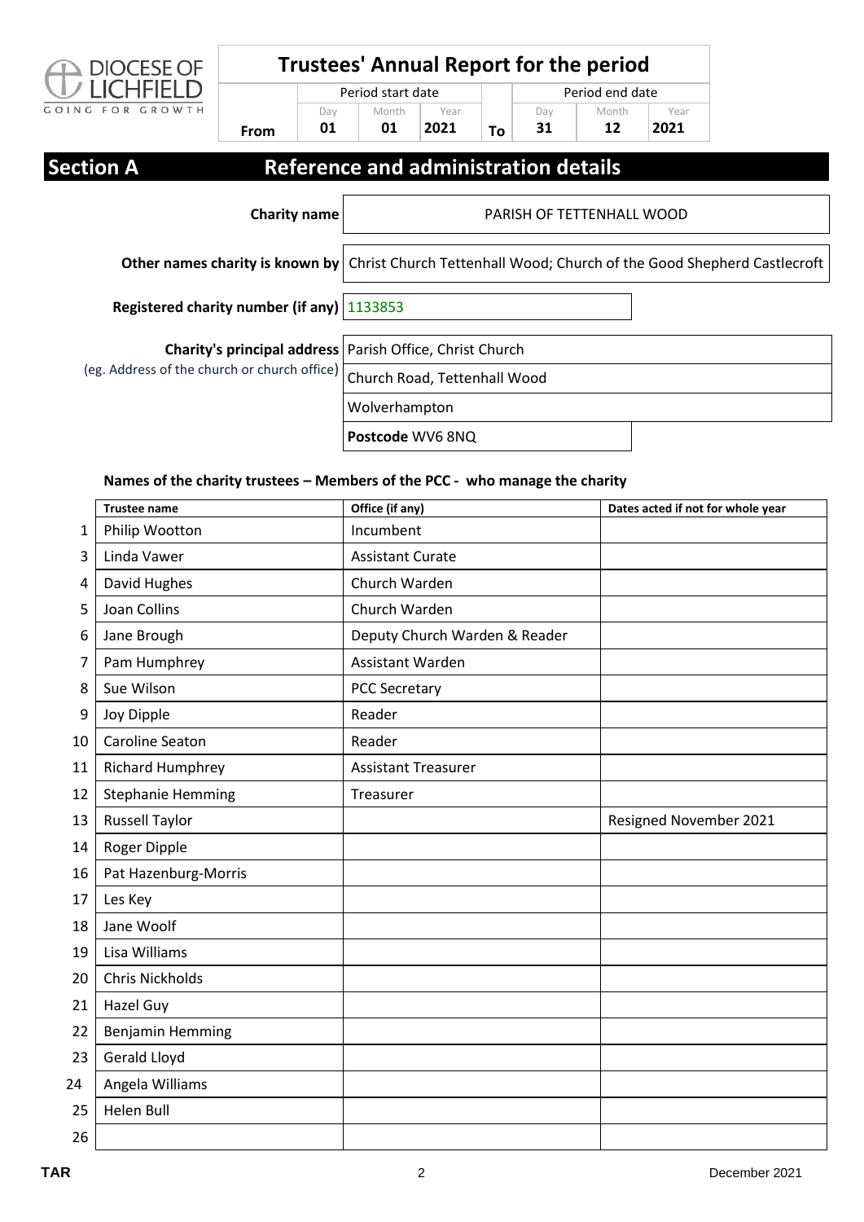DIOCESE OF LICHFIELD
GOING FOR GROWTH

# Trustees' Annual Report for the period

| | Period start date | | | | Period end date | | |
|---|---|---|---|---|---|---|---|
| | Day | Month | Year | | Day | Month | Year |
| From | 01 | 01 | 2021 | To | 31 | 12 | 2021 |

## Section A Reference and administration details

**Charity name** PARISH OF TETTENHALL WOOD

**Other names charity is known by** Christ Church Tettenhall Wood; Church of the Good Shepherd Castlecroft

**Registered charity number (if any)** 1133853

**Charity's principal address**
(eg. Address of the church or church office)

Parish Office, Christ Church
Church Road, Tettenhall Wood
Wolverhampton
**Postcode** WV6 8NQ

### Names of the charity trustees – Members of the PCC - who manage the charity

| | Trustee name | Office (if any) | Dates acted if not for whole year |
|---|---|---|---|
| 1 | Philip Wootton | Incumbent | |
| 3 | Linda Vawer | Assistant Curate | |
| 4 | David Hughes | Church Warden | |
| 5 | Joan Collins | Church Warden | |
| 6 | Jane Brough | Deputy Church Warden & Reader | |
| 7 | Pam Humphrey | Assistant Warden | |
| 8 | Sue Wilson | PCC Secretary | |
| 9 | Joy Dipple | Reader | |
| 10 | Caroline Seaton | Reader | |
| 11 | Richard Humphrey | Assistant Treasurer | |
| 12 | Stephanie Hemming | Treasurer | |
| 13 | Russell Taylor | | Resigned November 2021 |
| 14 | Roger Dipple | | |
| 16 | Pat Hazenburg-Morris | | |
| 17 | Les Key | | |
| 18 | Jane Woolf | | |
| 19 | Lisa Williams | | |
| 20 | Chris Nickholds | | |
| 21 | Hazel Guy | | |
| 22 | Benjamin Hemming | | |
| 23 | Gerald Lloyd | | |
| 24 | Angela Williams | | |
| 25 | Helen Bull | | |
| 26 | | | |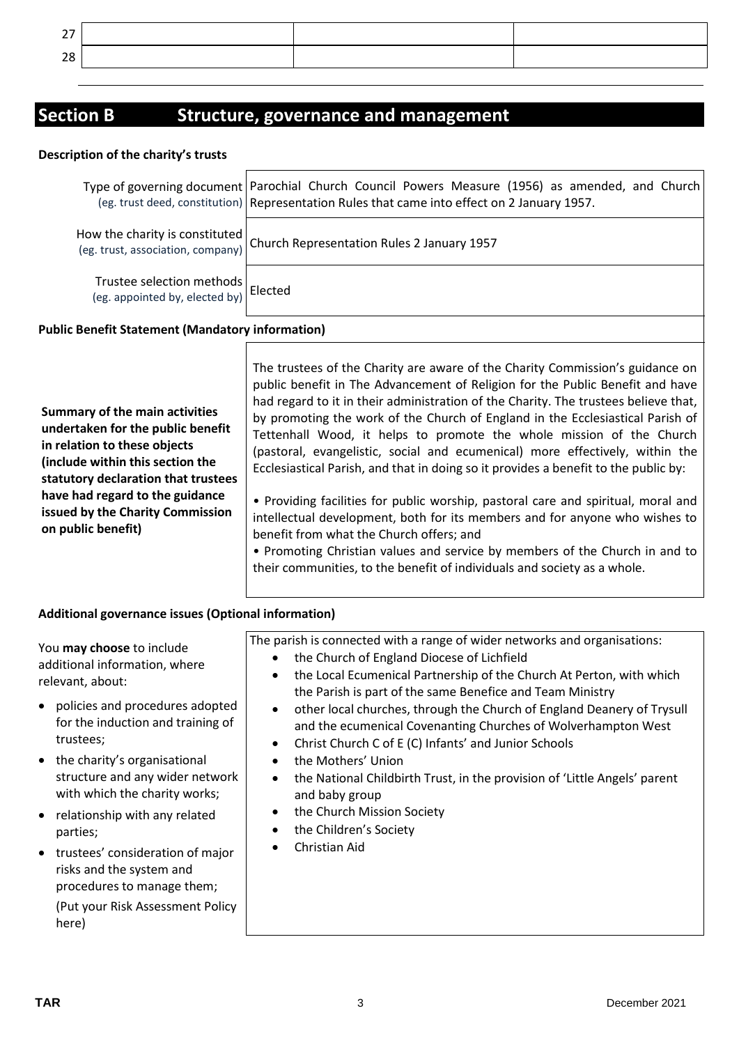| | | | |
|---|---|---|---|
| 27 | | | |
| 28 | | | |

## Section B Structure, governance and management

**Description of the charity's trusts**

| | |
|---|---|
| Type of governing document (eg. trust deed, constitution) | Parochial Church Council Powers Measure (1956) as amended, and Church Representation Rules that came into effect on 2 January 1957. |
| How the charity is constituted (eg. trust, association, company) | Church Representation Rules 2 January 1957 |
| Trustee selection methods (eg. appointed by, elected by) | Elected |

**Public Benefit Statement (Mandatory information)**

| | |
|---|---|
| **Summary of the main activities undertaken for the public benefit in relation to these objects (include within this section the statutory declaration that trustees have had regard to the guidance issued by the Charity Commission on public benefit)** | The trustees of the Charity are aware of the Charity Commission's guidance on public benefit in The Advancement of Religion for the Public Benefit and have had regard to it in their administration of the Charity. The trustees believe that, by promoting the work of the Church of England in the Ecclesiastical Parish of Tettenhall Wood, it helps to promote the whole mission of the Church (pastoral, evangelistic, social and ecumenical) more effectively, within the Ecclesiastical Parish, and that in doing so it provides a benefit to the public by:<br><br>• Providing facilities for public worship, pastoral care and spiritual, moral and intellectual development, both for its members and for anyone who wishes to benefit from what the Church offers; and<br>• Promoting Christian values and service by members of the Church in and to their communities, to the benefit of individuals and society as a whole. |

**Additional governance issues (Optional information)**

| | |
|---|---|
| You **may choose** to include additional information, where relevant, about:<br>• policies and procedures adopted for the induction and training of trustees;<br>• the charity's organisational structure and any wider network with which the charity works;<br>• relationship with any related parties;<br>• trustees' consideration of major risks and the system and procedures to manage them;<br>(Put your Risk Assessment Policy here) | The parish is connected with a range of wider networks and organisations:<br>• the Church of England Diocese of Lichfield<br>• the Local Ecumenical Partnership of the Church At Perton, with which the Parish is part of the same Benefice and Team Ministry<br>• other local churches, through the Church of England Deanery of Trysull and the ecumenical Covenanting Churches of Wolverhampton West<br>• Christ Church C of E (C) Infants' and Junior Schools<br>• the Mothers' Union<br>• the National Childbirth Trust, in the provision of 'Little Angels' parent and baby group<br>• the Church Mission Society<br>• the Children's Society<br>• Christian Aid |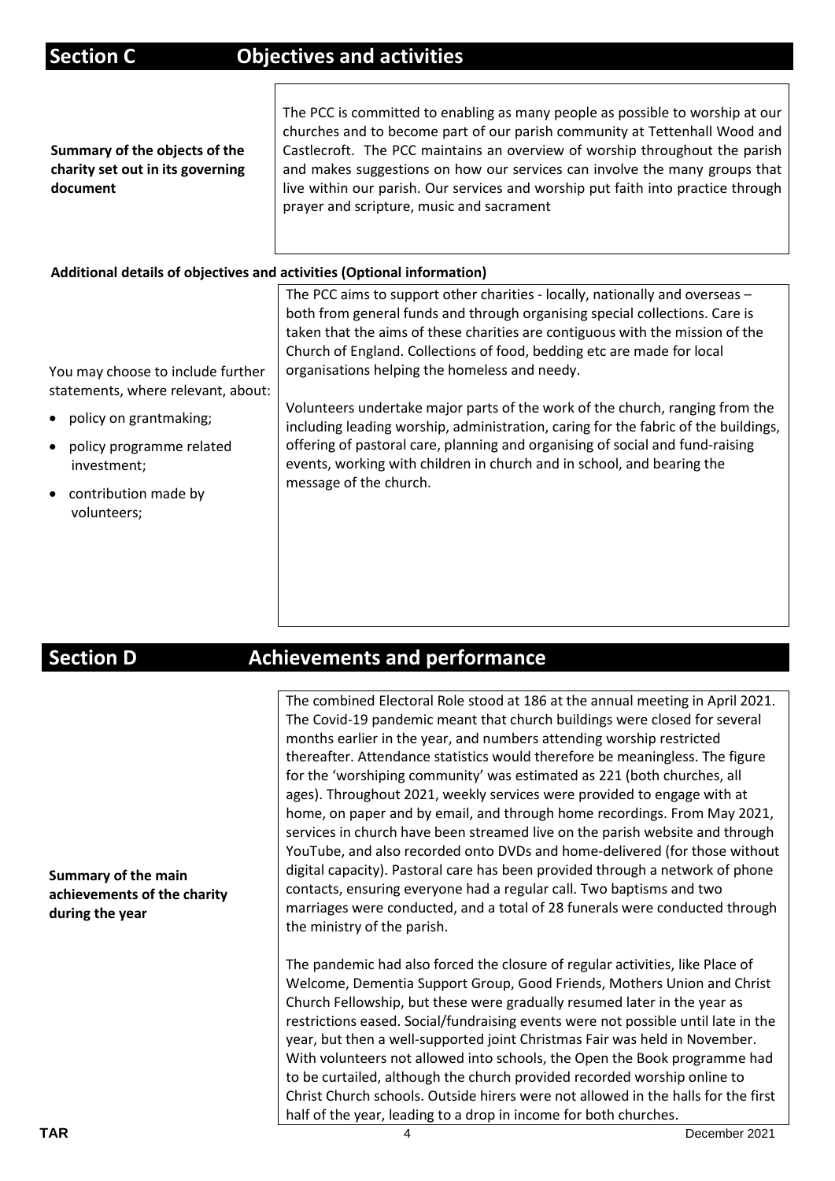## Section C Objectives and activities

**Summary of the objects of the charity set out in its governing document**

The PCC is committed to enabling as many people as possible to worship at our churches and to become part of our parish community at Tettenhall Wood and Castlecroft. The PCC maintains an overview of worship throughout the parish and makes suggestions on how our services can involve the many groups that live within our parish. Our services and worship put faith into practice through prayer and scripture, music and sacrament

**Additional details of objectives and activities (Optional information)**

You may choose to include further statements, where relevant, about:

- policy on grantmaking;
- policy programme related investment;
- contribution made by volunteers;

The PCC aims to support other charities - locally, nationally and overseas – both from general funds and through organising special collections. Care is taken that the aims of these charities are contiguous with the mission of the Church of England. Collections of food, bedding etc are made for local organisations helping the homeless and needy.

Volunteers undertake major parts of the work of the church, ranging from the including leading worship, administration, caring for the fabric of the buildings, offering of pastoral care, planning and organising of social and fund-raising events, working with children in church and in school, and bearing the message of the church.

## Section D Achievements and performance

**Summary of the main achievements of the charity during the year**

The combined Electoral Role stood at 186 at the annual meeting in April 2021. The Covid-19 pandemic meant that church buildings were closed for several months earlier in the year, and numbers attending worship restricted thereafter. Attendance statistics would therefore be meaningless. The figure for the 'worshiping community' was estimated as 221 (both churches, all ages). Throughout 2021, weekly services were provided to engage with at home, on paper and by email, and through home recordings. From May 2021, services in church have been streamed live on the parish website and through YouTube, and also recorded onto DVDs and home-delivered (for those without digital capacity). Pastoral care has been provided through a network of phone contacts, ensuring everyone had a regular call. Two baptisms and two marriages were conducted, and a total of 28 funerals were conducted through the ministry of the parish.

The pandemic had also forced the closure of regular activities, like Place of Welcome, Dementia Support Group, Good Friends, Mothers Union and Christ Church Fellowship, but these were gradually resumed later in the year as restrictions eased. Social/fundraising events were not possible until late in the year, but then a well-supported joint Christmas Fair was held in November. With volunteers not allowed into schools, the Open the Book programme had to be curtailed, although the church provided recorded worship online to Christ Church schools. Outside hirers were not allowed in the halls for the first half of the year, leading to a drop in income for both churches.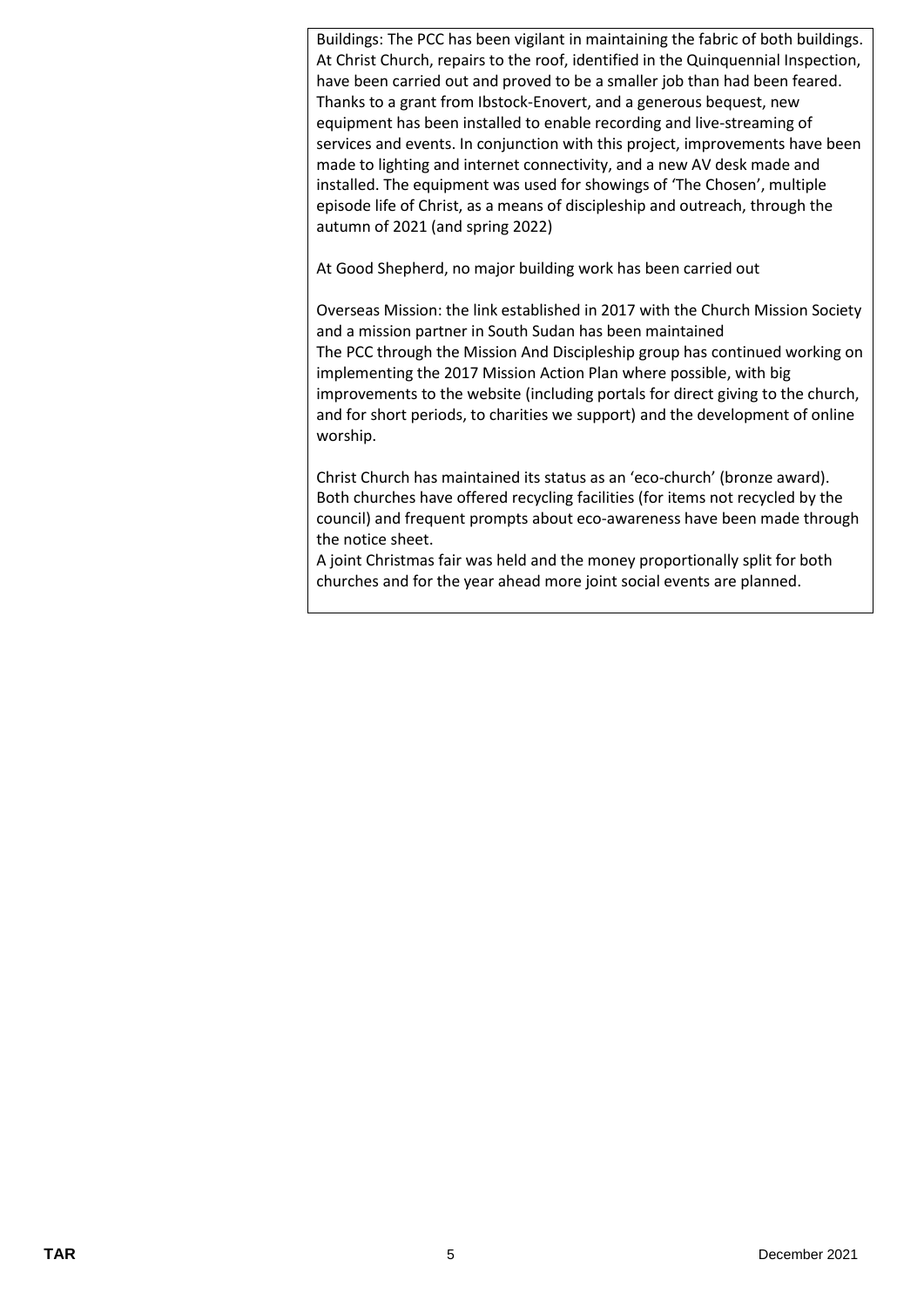Buildings: The PCC has been vigilant in maintaining the fabric of both buildings. At Christ Church, repairs to the roof, identified in the Quinquennial Inspection, have been carried out and proved to be a smaller job than had been feared. Thanks to a grant from Ibstock-Enovert, and a generous bequest, new equipment has been installed to enable recording and live-streaming of services and events. In conjunction with this project, improvements have been made to lighting and internet connectivity, and a new AV desk made and installed. The equipment was used for showings of 'The Chosen', multiple episode life of Christ, as a means of discipleship and outreach, through the autumn of 2021 (and spring 2022)

At Good Shepherd, no major building work has been carried out

Overseas Mission: the link established in 2017 with the Church Mission Society and a mission partner in South Sudan has been maintained
The PCC through the Mission And Discipleship group has continued working on implementing the 2017 Mission Action Plan where possible, with big improvements to the website (including portals for direct giving to the church, and for short periods, to charities we support) and the development of online worship.

Christ Church has maintained its status as an 'eco-church' (bronze award). Both churches have offered recycling facilities (for items not recycled by the council) and frequent prompts about eco-awareness have been made through the notice sheet.
A joint Christmas fair was held and the money proportionally split for both churches and for the year ahead more joint social events are planned.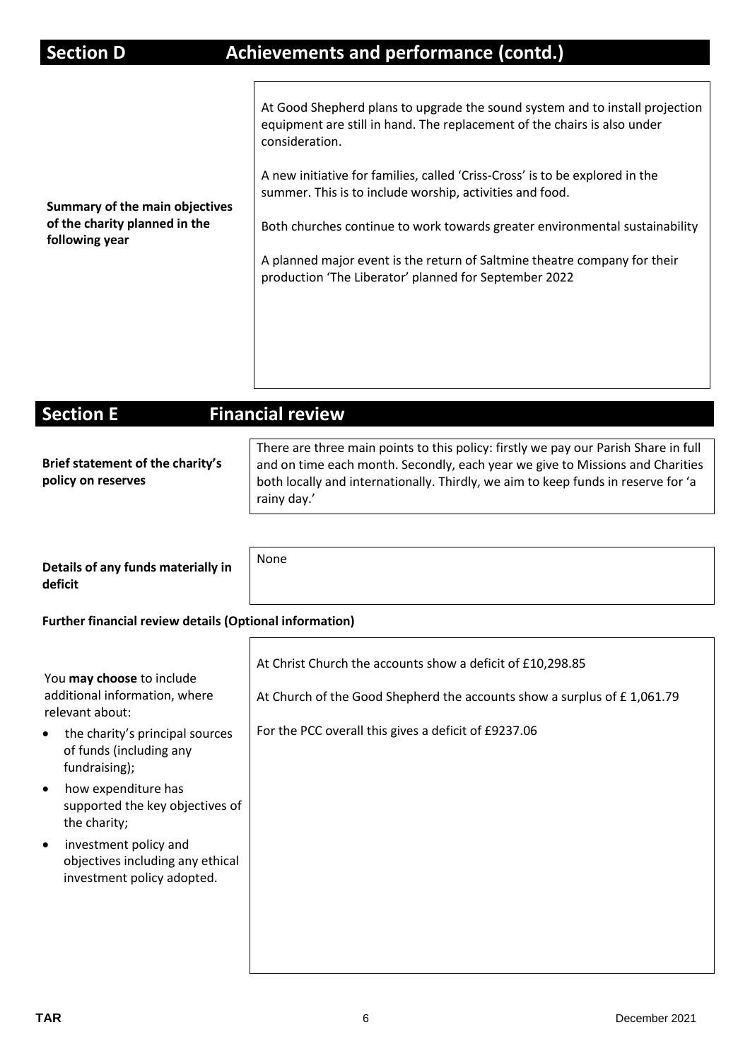## Section D Achievements and performance (contd.)

**Summary of the main objectives of the charity planned in the following year**

At Good Shepherd plans to upgrade the sound system and to install projection equipment are still in hand. The replacement of the chairs is also under consideration.

A new initiative for families, called 'Criss-Cross' is to be explored in the summer. This is to include worship, activities and food.

Both churches continue to work towards greater environmental sustainability

A planned major event is the return of Saltmine theatre company for their production 'The Liberator' planned for September 2022

## Section E Financial review

**Brief statement of the charity's policy on reserves**

There are three main points to this policy: firstly we pay our Parish Share in full and on time each month. Secondly, each year we give to Missions and Charities both locally and internationally. Thirdly, we aim to keep funds in reserve for 'a rainy day.'

**Details of any funds materially in deficit**

None

**Further financial review details (Optional information)**

You **may choose** to include additional information, where relevant about:

- the charity's principal sources of funds (including any fundraising);
- how expenditure has supported the key objectives of the charity;
- investment policy and objectives including any ethical investment policy adopted.

At Christ Church the accounts show a deficit of £10,298.85

At Church of the Good Shepherd the accounts show a surplus of £ 1,061.79

For the PCC overall this gives a deficit of £9237.06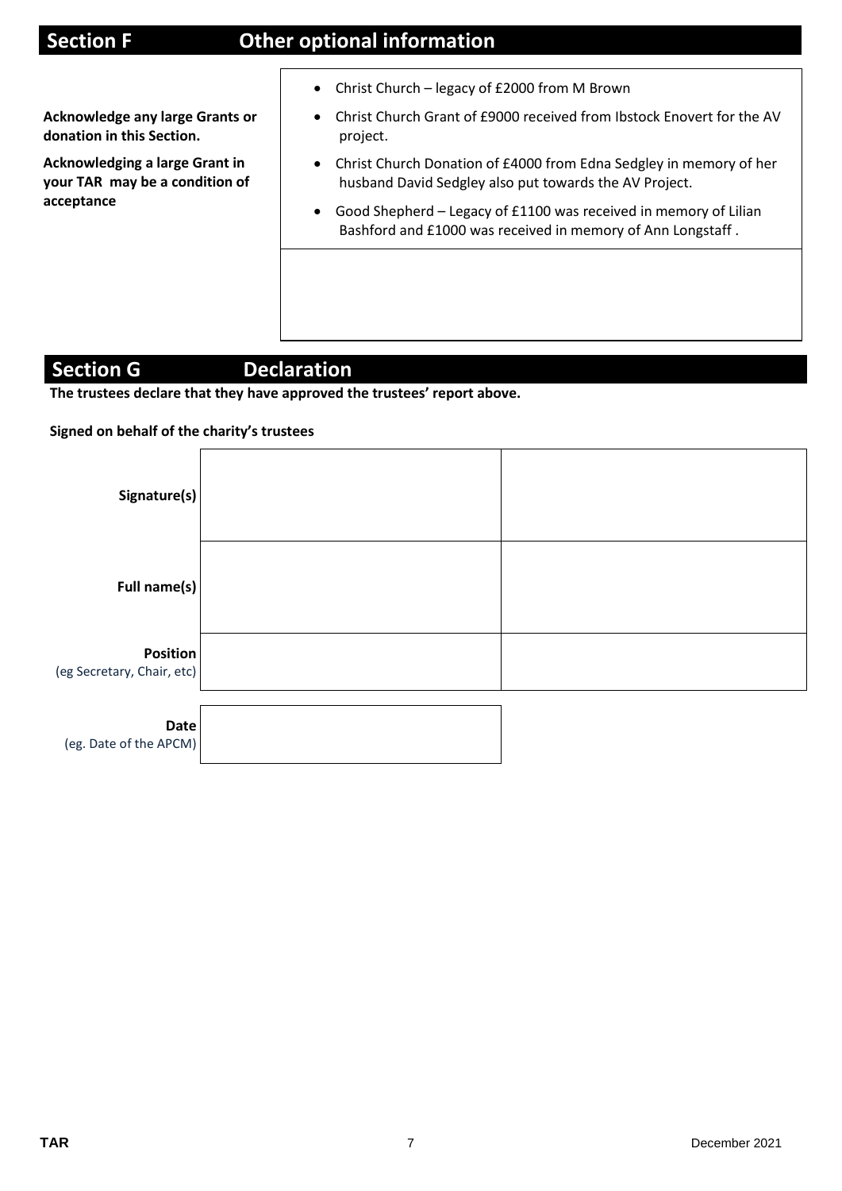## Section F Other optional information

**Acknowledge any large Grants or donation in this Section.**

**Acknowledging a large Grant in your TAR may be a condition of acceptance**

- Christ Church – legacy of £2000 from M Brown
- Christ Church Grant of £9000 received from Ibstock Enovert for the AV project.
- Christ Church Donation of £4000 from Edna Sedgley in memory of her husband David Sedgley also put towards the AV Project.
- Good Shepherd – Legacy of £1100 was received in memory of Lilian Bashford and £1000 was received in memory of Ann Longstaff .

## Section G Declaration

**The trustees declare that they have approved the trustees' report above.**

**Signed on behalf of the charity's trustees**

| | | |
|---|---|---|
| **Signature(s)** | | |
| **Full name(s)** | | |
| **Position** (eg Secretary, Chair, etc) | | |
| **Date** (eg. Date of the APCM) | | |